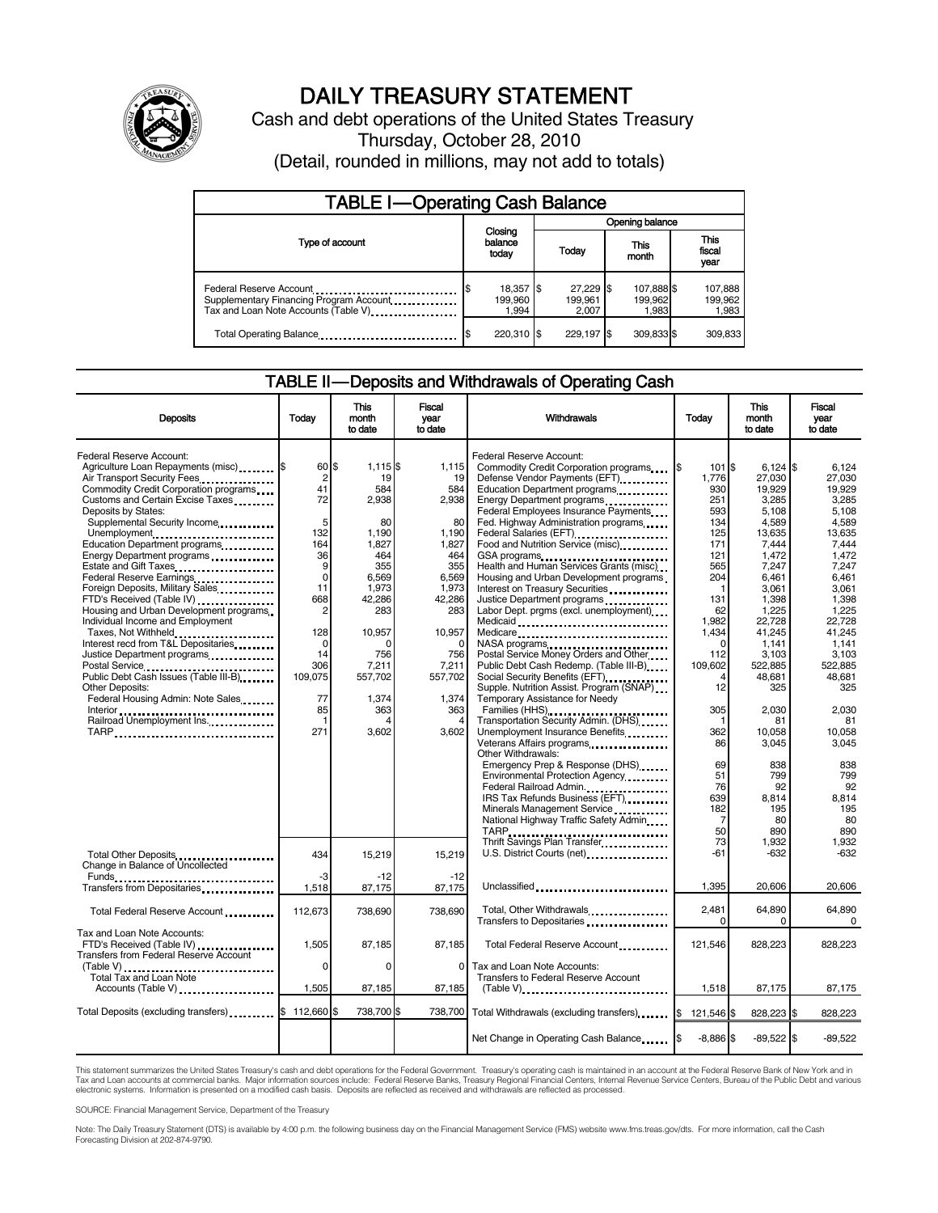# DAILY TREASURY STATEMENT

Cash and debt operations of the United States Treasury

Thursday, October 28, 2010

(Detail, rounded in millions, may not add to totals)

## TABLE I—Operating Cash Balance

| Type of account | Closing balance today | Opening balance Today | Opening balance This month | Opening balance This fiscal year |
|---|---|---|---|---|
| Federal Reserve Account | $ 18,357 | $ 27,229 | $ 107,888 | $ 107,888 |
| Supplementary Financing Program Account | 199,960 | 199,961 | 199,962 | 199,962 |
| Tax and Loan Note Accounts (Table V) | 1,994 | 2,007 | 1,983 | 1,983 |
| Total Operating Balance | $ 220,310 | $ 229,197 | $ 309,833 | $ 309,833 |

## TABLE II—Deposits and Withdrawals of Operating Cash

| Deposits | Today | This month to date | Fiscal year to date |
|---|---|---|---|
| Federal Reserve Account: | | | |
| Agriculture Loan Repayments (misc) | $ 60 | $ 1,115 | $ 1,115 |
| Air Transport Security Fees | 2 | 19 | 19 |
| Commodity Credit Corporation programs | 41 | 584 | 584 |
| Customs and Certain Excise Taxes | 72 | 2,938 | 2,938 |
| Deposits by States: | | | |
| Supplemental Security Income | 5 | 80 | 80 |
| Unemployment | 132 | 1,190 | 1,190 |
| Education Department programs | 164 | 1,827 | 1,827 |
| Energy Department programs | 36 | 464 | 464 |
| Estate and Gift Taxes | 9 | 355 | 355 |
| Federal Reserve Earnings | 0 | 6,569 | 6,569 |
| Foreign Deposits, Military Sales | 11 | 1,973 | 1,973 |
| FTD's Received (Table IV) | 668 | 42,286 | 42,286 |
| Housing and Urban Development programs | 2 | 283 | 283 |
| Individual Income and Employment Taxes, Not Withheld | 128 | 10,957 | 10,957 |
| Interest recd from T&L Depositaries | 0 | 0 | 0 |
| Justice Department programs | 14 | 756 | 756 |
| Postal Service | 306 | 7,211 | 7,211 |
| Public Debt Cash Issues (Table III-B) | 109,075 | 557,702 | 557,702 |
| Other Deposits: | | | |
| Federal Housing Admin: Note Sales | 77 | 1,374 | 1,374 |
| Interior | 85 | 363 | 363 |
| Railroad Unemployment Ins. | 1 | 4 | 4 |
| TARP | 271 | 3,602 | 3,602 |
| Total Other Deposits | 434 | 15,219 | 15,219 |
| Change in Balance of Uncollected Funds | -3 | -12 | -12 |
| Transfers from Depositaries | 1,518 | 87,175 | 87,175 |
| Total Federal Reserve Account | 112,673 | 738,690 | 738,690 |
| Tax and Loan Note Accounts: | | | |
| FTD's Received (Table IV) | 1,505 | 87,185 | 87,185 |
| Transfers from Federal Reserve Account (Table V) | 0 | 0 | 0 |
| Total Tax and Loan Note Accounts (Table V) | 1,505 | 87,185 | 87,185 |
| Total Deposits (excluding transfers) | $ 112,660 | $ 738,700 | $ 738,700 |

| Withdrawals | Today | This month to date | Fiscal year to date |
|---|---|---|---|
| Federal Reserve Account: | | | |
| Commodity Credit Corporation programs | $ 101 | $ 6,124 | $ 6,124 |
| Defense Vendor Payments (EFT) | 1,776 | 27,030 | 27,030 |
| Education Department programs | 930 | 19,929 | 19,929 |
| Energy Department programs | 251 | 3,285 | 3,285 |
| Federal Employees Insurance Payments | 593 | 5,108 | 5,108 |
| Fed. Highway Administration programs | 134 | 4,589 | 4,589 |
| Federal Salaries (EFT) | 125 | 13,635 | 13,635 |
| Food and Nutrition Service (misc) | 171 | 7,444 | 7,444 |
| GSA programs | 121 | 1,472 | 1,472 |
| Health and Human Services Grants (misc) | 565 | 7,247 | 7,247 |
| Housing and Urban Development programs | 204 | 6,461 | 6,461 |
| Interest on Treasury Securities | 1 | 3,061 | 3,061 |
| Justice Department programs | 131 | 1,398 | 1,398 |
| Labor Dept. prgms (excl. unemployment) | 62 | 1,225 | 1,225 |
| Medicaid | 1,982 | 22,728 | 22,728 |
| Medicare | 1,434 | 41,245 | 41,245 |
| NASA programs | 0 | 1,141 | 1,141 |
| Postal Service Money Orders and Other | 112 | 3,103 | 3,103 |
| Public Debt Cash Redemp. (Table III-B) | 109,602 | 522,885 | 522,885 |
| Social Security Benefits (EFT) | 4 | 48,681 | 48,681 |
| Supple. Nutrition Assist. Program (SNAP) | 12 | 325 | 325 |
| Temporary Assistance for Needy Families (HHS) | 305 | 2,030 | 2,030 |
| Transportation Security Admin. (DHS) | 1 | 81 | 81 |
| Unemployment Insurance Benefits | 362 | 10,058 | 10,058 |
| Veterans Affairs programs | 86 | 3,045 | 3,045 |
| Other Withdrawals: | | | |
| Emergency Prep & Response (DHS) | 69 | 838 | 838 |
| Environmental Protection Agency | 51 | 799 | 799 |
| Federal Railroad Admin. | 76 | 92 | 92 |
| IRS Tax Refunds Business (EFT) | 639 | 8,814 | 8,814 |
| Minerals Management Service | 182 | 195 | 195 |
| National Highway Traffic Safety Admin | 7 | 80 | 80 |
| TARP | 50 | 890 | 890 |
| Thrift Savings Plan Transfer | 73 | 1,932 | 1,932 |
| U.S. District Courts (net) | -61 | -632 | -632 |
| Unclassified | 1,395 | 20,606 | 20,606 |
| Total, Other Withdrawals | 2,481 | 64,890 | 64,890 |
| Transfers to Depositaries | 0 | 0 | 0 |
| Total Federal Reserve Account | 121,546 | 828,223 | 828,223 |
| Tax and Loan Note Accounts: | | | |
| Transfers to Federal Reserve Account (Table V) | 1,518 | 87,175 | 87,175 |
| Total Withdrawals (excluding transfers) | $ 121,546 | $ 828,223 | $ 828,223 |
| Net Change in Operating Cash Balance | $ -8,886 | $ -89,522 | $ -89,522 |

This statement summarizes the United States Treasury's cash and debt operations for the Federal Government. Treasury's operating cash is maintained in an account at the Federal Reserve Bank of New York and in Tax and Loan accounts at commercial banks. Major information sources include: Federal Reserve Banks, Treasury Regional Financial Centers, Internal Revenue Service Centers, Bureau of the Public Debt and various electronic systems. Information is presented on a modified cash basis. Deposits are reflected as received and withdrawals are reflected as processed.

SOURCE: Financial Management Service, Department of the Treasury

Note: The Daily Treasury Statement (DTS) is available by 4:00 p.m. the following business day on the Financial Management Service (FMS) website www.fms.treas.gov/dts. For more information, call the Cash Forecasting Division at 202-874-9790.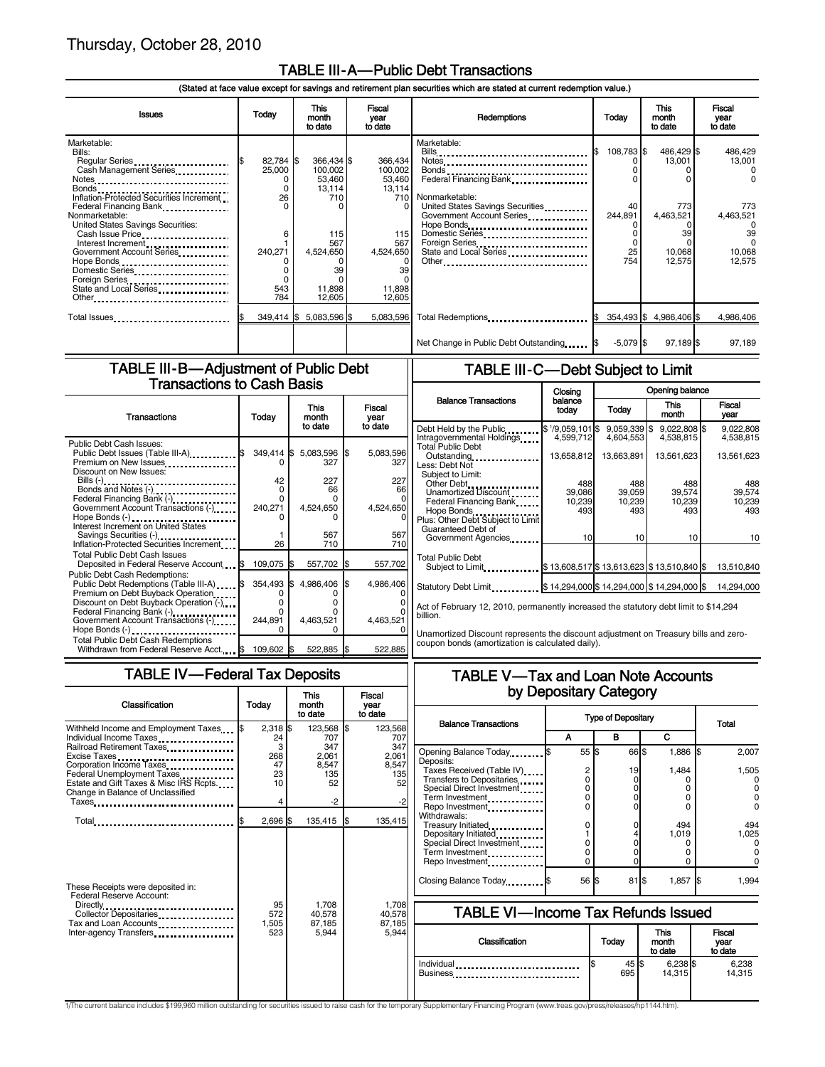Thursday, October 28, 2010

## TABLE III-A—Public Debt Transactions

(Stated at face value except for savings and retirement plan securities which are stated at current redemption value.)

| Issues | Today | This month to date | Fiscal year to date |
|---|---|---|---|
| Marketable: | | | |
| Bills: | | | |
| Regular Series | $ 82,784 | $ 366,434 | $ 366,434 |
| Cash Management Series | 25,000 | 100,002 | 100,002 |
| Notes | 0 | 53,460 | 53,460 |
| Bonds | 0 | 13,114 | 13,114 |
| Inflation-Protected Securities Increment | 26 | 710 | 710 |
| Federal Financing Bank | 0 | 0 | 0 |
| Nonmarketable: | | | |
| United States Savings Securities: | | | |
| Cash Issue Price | 6 | 115 | 115 |
| Interest Increment | 1 | 567 | 567 |
| Government Account Series | 240,271 | 4,524,650 | 4,524,650 |
| Hope Bonds | 0 | 0 | 0 |
| Domestic Series | 0 | 39 | 39 |
| Foreign Series | 0 | 0 | 0 |
| State and Local Series | 543 | 11,898 | 11,898 |
| Other | 784 | 12,605 | 12,605 |
| Total Issues | $ 349,414 | $ 5,083,596 | $ 5,083,596 |

| Redemptions | Today | This month to date | Fiscal year to date |
|---|---|---|---|
| Marketable: | | | |
| Bills | $ 108,783 | $ 486,429 | $ 486,429 |
| Notes | 0 | 13,001 | 13,001 |
| Bonds | 0 | 0 | 0 |
| Federal Financing Bank | 0 | 0 | 0 |
| Nonmarketable: | | | |
| United States Savings Securities | 40 | 773 | 773 |
| Government Account Series | 244,891 | 4,463,521 | 4,463,521 |
| Hope Bonds | 0 | 0 | 0 |
| Domestic Series | 0 | 39 | 39 |
| Foreign Series | 0 | 0 | 0 |
| State and Local Series | 25 | 10,068 | 10,068 |
| Other | 754 | 12,575 | 12,575 |
| Total Redemptions | $ 354,493 | $ 4,986,406 | $ 4,986,406 |
| Net Change in Public Debt Outstanding | $ -5,079 | $ 97,189 | $ 97,189 |

## TABLE III-B—Adjustment of Public Debt Transactions to Cash Basis

| Transactions | Today | This month to date | Fiscal year to date |
|---|---|---|---|
| Public Debt Cash Issues: | | | |
| Public Debt Issues (Table III-A) | $ 349,414 | $ 5,083,596 | $ 5,083,596 |
| Premium on New Issues | 0 | 327 | 327 |
| Discount on New Issues: | | | |
| Bills (-) | 42 | 227 | 227 |
| Bonds and Notes (-) | 0 | 66 | 66 |
| Federal Financing Bank (-) | 0 | 0 | 0 |
| Government Account Transactions (-) | 240,271 | 4,524,650 | 4,524,650 |
| Hope Bonds (-) | 0 | 0 | 0 |
| Interest Increment on United States Savings Securities (-) | 1 | 567 | 567 |
| Inflation-Protected Securities Increment | 26 | 710 | 710 |
| Total Public Debt Cash Issues Deposited in Federal Reserve Account | $ 109,075 | $ 557,702 | $ 557,702 |
| Public Debt Cash Redemptions: | | | |
| Public Debt Redemptions (Table III-A) | $ 354,493 | $ 4,986,406 | $ 4,986,406 |
| Premium on Debt Buyback Operation | 0 | 0 | 0 |
| Discount on Debt Buyback Operation (-) | 0 | 0 | 0 |
| Federal Financing Bank (-) | 0 | 0 | 0 |
| Government Account Transactions (-) | 244,891 | 4,463,521 | 4,463,521 |
| Hope Bonds (-) | 0 | 0 | 0 |
| Total Public Debt Cash Redemptions Withdrawn from Federal Reserve Acct. | $ 109,602 | $ 522,885 | $ 522,885 |

## TABLE III-C—Debt Subject to Limit

| Balance Transactions | Closing balance today | Opening balance Today | Opening balance This month | Opening balance Fiscal year |
|---|---|---|---|---|
| Debt Held by the Public | $ [1]9,059,101 | $ 9,059,339 | $ 9,022,808 | $ 9,022,808 |
| Intragovernmental Holdings | 4,599,712 | 4,604,553 | 4,538,815 | 4,538,815 |
| Total Public Debt Outstanding | 13,658,812 | 13,663,891 | 13,561,623 | 13,561,623 |
| Less: Debt Not Subject to Limit: | | | | |
| Other Debt | 488 | 488 | 488 | 488 |
| Unamortized Discount | 39,086 | 39,059 | 39,574 | 39,574 |
| Federal Financing Bank | 10,239 | 10,239 | 10,239 | 10,239 |
| Hope Bonds | 493 | 493 | 493 | 493 |
| Plus: Other Debt Subject to Limit Guaranteed Debt of Government Agencies | 10 | 10 | 10 | 10 |
| Total Public Debt Subject to Limit | $ 13,608,517 | $ 13,613,623 | $ 13,510,840 | $ 13,510,840 |
| Statutory Debt Limit | $ 14,294,000 | $ 14,294,000 | $ 14,294,000 | $ 14,294,000 |

Act of February 12, 2010, permanently increased the statutory debt limit to $14,294 billion.

Unamortized Discount represents the discount adjustment on Treasury bills and zero-coupon bonds (amortization is calculated daily).

## TABLE IV—Federal Tax Deposits

| Classification | Today | This month to date | Fiscal year to date |
|---|---|---|---|
| Withheld Income and Employment Taxes | $ 2,318 | $ 123,568 | $ 123,568 |
| Individual Income Taxes | 24 | 707 | 707 |
| Railroad Retirement Taxes | 3 | 347 | 347 |
| Excise Taxes | 268 | 2,061 | 2,061 |
| Corporation Income Taxes | 47 | 8,547 | 8,547 |
| Federal Unemployment Taxes | 23 | 135 | 135 |
| Estate and Gift Taxes & Misc IRS Rcpts. | 10 | 52 | 52 |
| Change in Balance of Unclassified Taxes | 4 | -2 | -2 |
| Total | $ 2,696 | $ 135,415 | $ 135,415 |
| These Receipts were deposited in: | | | |
| Federal Reserve Account: | | | |
| Directly | 95 | 1,708 | 1,708 |
| Collector Depositaries | 572 | 40,578 | 40,578 |
| Tax and Loan Accounts | 1,505 | 87,185 | 87,185 |
| Inter-agency Transfers | 523 | 5,944 | 5,944 |

## TABLE V—Tax and Loan Note Accounts by Depositary Category

| Balance Transactions | Type of Depositary A | B | C | Total |
|---|---|---|---|---|
| Opening Balance Today | $ 55 | $ 66 | $ 1,886 | $ 2,007 |
| Deposits: | | | | |
| Taxes Received (Table IV) | 2 | 19 | 1,484 | 1,505 |
| Transfers to Depositaries | 0 | 0 | 0 | 0 |
| Special Direct Investment | 0 | 0 | 0 | 0 |
| Term Investment | 0 | 0 | 0 | 0 |
| Repo Investment | 0 | 0 | 0 | 0 |
| Withdrawals: | | | | |
| Treasury Initiated | 0 | 0 | 494 | 494 |
| Depositary Initiated | 1 | 4 | 1,019 | 1,025 |
| Special Direct Investment | 0 | 0 | 0 | 0 |
| Term Investment | 0 | 0 | 0 | 0 |
| Repo Investment | 0 | 0 | 0 | 0 |
| Closing Balance Today | $ 56 | $ 81 | $ 1,857 | $ 1,994 |

## TABLE VI—Income Tax Refunds Issued

| Classification | Today | This month to date | Fiscal year to date |
|---|---|---|---|
| Individual | $ 45 | $ 6,238 | $ 6,238 |
| Business | 695 | 14,315 | 14,315 |

1/The current balance includes $199,960 million outstanding for securities issued to raise cash for the temporary Supplementary Financing Program (www.treas.gov/press/releases/hp1144.htm).